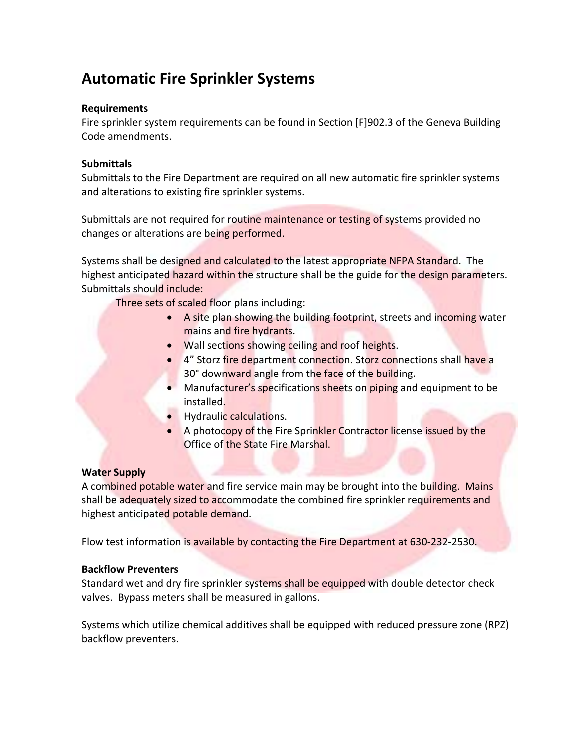# Automatic Fire Sprinkler Systems

**Requirements**

Fire sprinkler system requirements can be found in Section [F]902.3 of the Geneva Building Code amendments.

**Submittals**

Submittals to the Fire Department are required on all new automatic fire sprinkler systems and alterations to existing fire sprinkler systems.

Submittals are not required for routine maintenance or testing of systems provided no changes or alterations are being performed.

Systems shall be designed and calculated to the latest appropriate NFPA Standard. The highest anticipated hazard within the structure shall be the guide for the design parameters. Submittals should include:

<u>Three sets of scaled floor plans including</u>:

- A site plan showing the building footprint, streets and incoming water mains and fire hydrants.
- Wall sections showing ceiling and roof heights.
- 4" Storz fire department connection. Storz connections shall have a 30° downward angle from the face of the building.
- Manufacturer's specifications sheets on piping and equipment to be installed.
- Hydraulic calculations.
- A photocopy of the Fire Sprinkler Contractor license issued by the Office of the State Fire Marshal.

**Water Supply**

A combined potable water and fire service main may be brought into the building. Mains shall be adequately sized to accommodate the combined fire sprinkler requirements and highest anticipated potable demand.

Flow test information is available by contacting the Fire Department at 630-232-2530.

**Backflow Preventers**

Standard wet and dry fire sprinkler systems shall be equipped with double detector check valves. Bypass meters shall be measured in gallons.

Systems which utilize chemical additives shall be equipped with reduced pressure zone (RPZ) backflow preventers.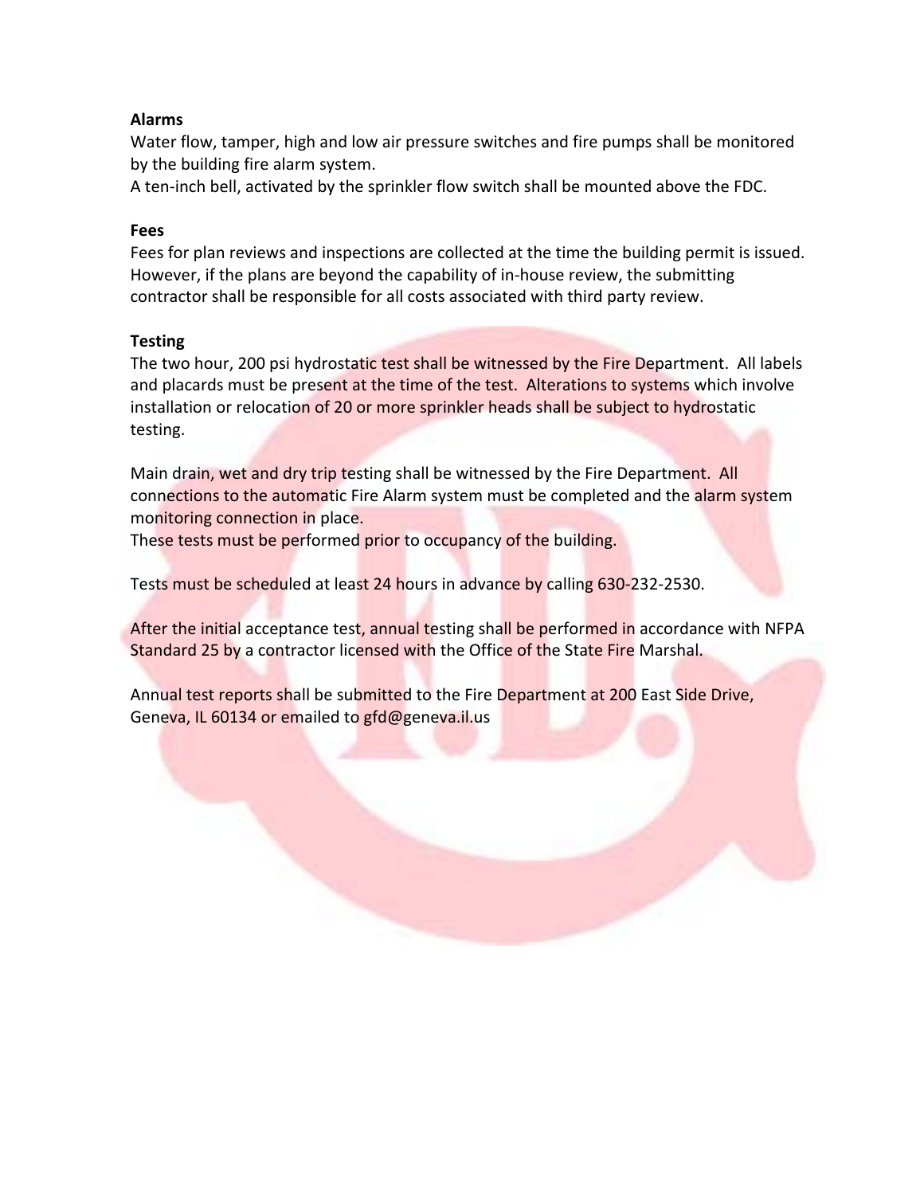**Alarms**

Water flow, tamper, high and low air pressure switches and fire pumps shall be monitored by the building fire alarm system.
A ten-inch bell, activated by the sprinkler flow switch shall be mounted above the FDC.

**Fees**

Fees for plan reviews and inspections are collected at the time the building permit is issued. However, if the plans are beyond the capability of in-house review, the submitting contractor shall be responsible for all costs associated with third party review.

**Testing**

The two hour, 200 psi hydrostatic test shall be witnessed by the Fire Department. All labels and placards must be present at the time of the test. Alterations to systems which involve installation or relocation of 20 or more sprinkler heads shall be subject to hydrostatic testing.

Main drain, wet and dry trip testing shall be witnessed by the Fire Department. All connections to the automatic Fire Alarm system must be completed and the alarm system monitoring connection in place.
These tests must be performed prior to occupancy of the building.

Tests must be scheduled at least 24 hours in advance by calling 630-232-2530.

After the initial acceptance test, annual testing shall be performed in accordance with NFPA Standard 25 by a contractor licensed with the Office of the State Fire Marshal.

Annual test reports shall be submitted to the Fire Department at 200 East Side Drive, Geneva, IL 60134 or emailed to gfd@geneva.il.us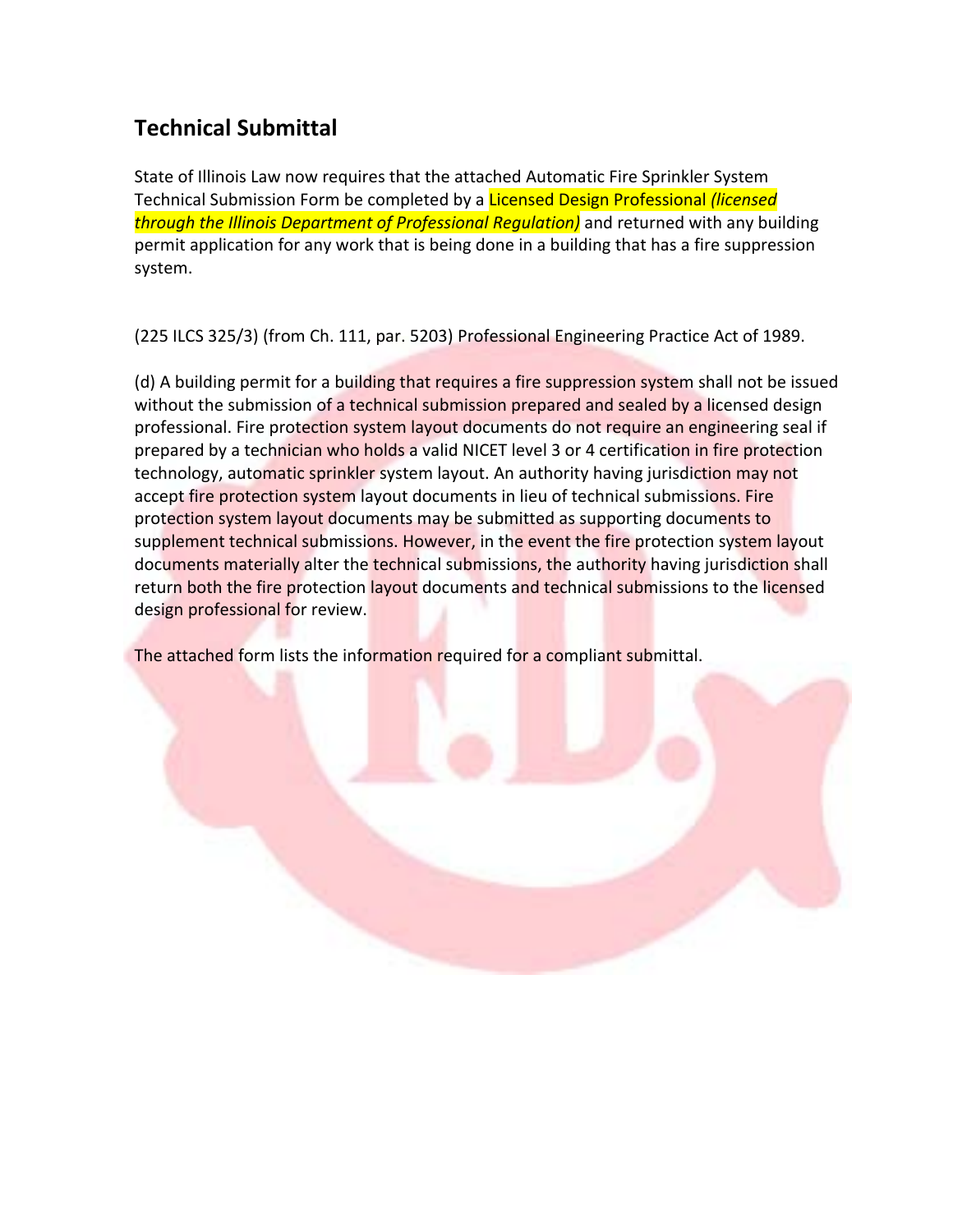## Technical Submittal

State of Illinois Law now requires that the attached Automatic Fire Sprinkler System Technical Submission Form be completed by a Licensed Design Professional *(licensed through the Illinois Department of Professional Regulation)* and returned with any building permit application for any work that is being done in a building that has a fire suppression system.

(225 ILCS 325/3) (from Ch. 111, par. 5203) Professional Engineering Practice Act of 1989.

(d) A building permit for a building that requires a fire suppression system shall not be issued without the submission of a technical submission prepared and sealed by a licensed design professional. Fire protection system layout documents do not require an engineering seal if prepared by a technician who holds a valid NICET level 3 or 4 certification in fire protection technology, automatic sprinkler system layout. An authority having jurisdiction may not accept fire protection system layout documents in lieu of technical submissions. Fire protection system layout documents may be submitted as supporting documents to supplement technical submissions. However, in the event the fire protection system layout documents materially alter the technical submissions, the authority having jurisdiction shall return both the fire protection layout documents and technical submissions to the licensed design professional for review.

The attached form lists the information required for a compliant submittal.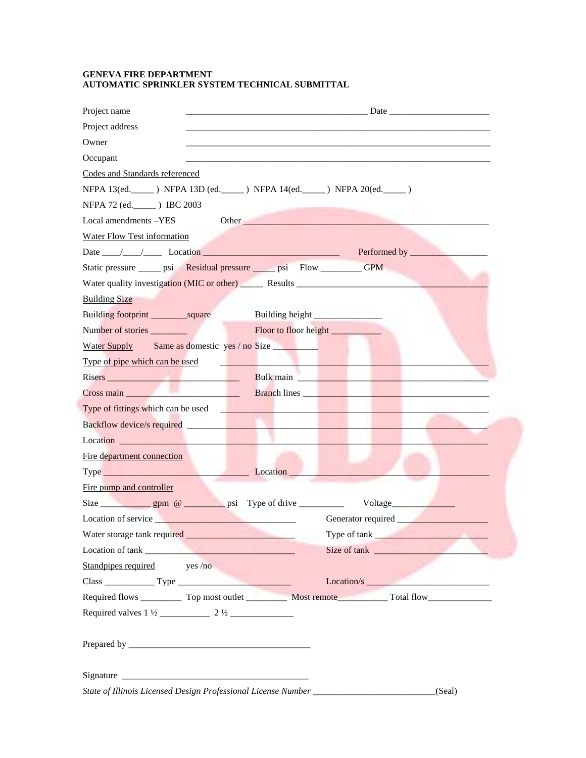**GENEVA FIRE DEPARTMENT**
**AUTOMATIC SPRINKLER SYSTEM TECHNICAL SUBMITTAL**

Project name ________________________________________ Date ______________________

Project address ______________________________________________________________________

Owner ______________________________________________________________________

Occupant ______________________________________________________________________

Codes and Standards referenced

NFPA 13(ed._____ ) NFPA 13D (ed._____ ) NFPA 14(ed._____ ) NFPA 20(ed._____ )

NFPA 72 (ed._____ ) IBC 2003

Local amendments –YES Other ________________________________________________________

Water Flow Test information

Date ____/____/____ Location ______________________________ Performed by _________________

Static pressure _____ psi Residual pressure _____ psi Flow _________ GPM

Water quality investigation (MIC or other) _____ Results __________________________________________

Building Size

Building footprint ________square Building height _______________

Number of stories ________ Floor to floor height ___________

Water Supply Same as domestic yes / no Size __________

Type of pipe which can be used ____________________________________________________________

Risers ______________________________ Bulk main ____________________________________________

Cross main _________________________ Branch lines __________________________________________

Type of fittings which can be used ____________________________________________________________

Backflow device/s required ________________________________________________________________

Location _______________________________________________________________________________

Fire department connection

Type _________________________________ Location ____________________________________________

Fire pump and controller

Size ___________ gpm @ _________ psi Type of drive __________ Voltage______________

Location of service _______________________________ Generator required _____________________

Water storage tank required ________________________ Type of tank _________________________

Location of tank __________________________________ Size of tank __________________________

Standpipes required yes /no

Class ___________ Type ________________________ Location/s ___________________________

Required flows _________ Top most outlet _________ Most remote___________ Total flow______________

Required valves 1 ½ ___________ 2 ½ ______________

Prepared by ________________________________________

Signature __________________________________________

*State of Illinois Licensed Design Professional License Number* ___________________________(Seal)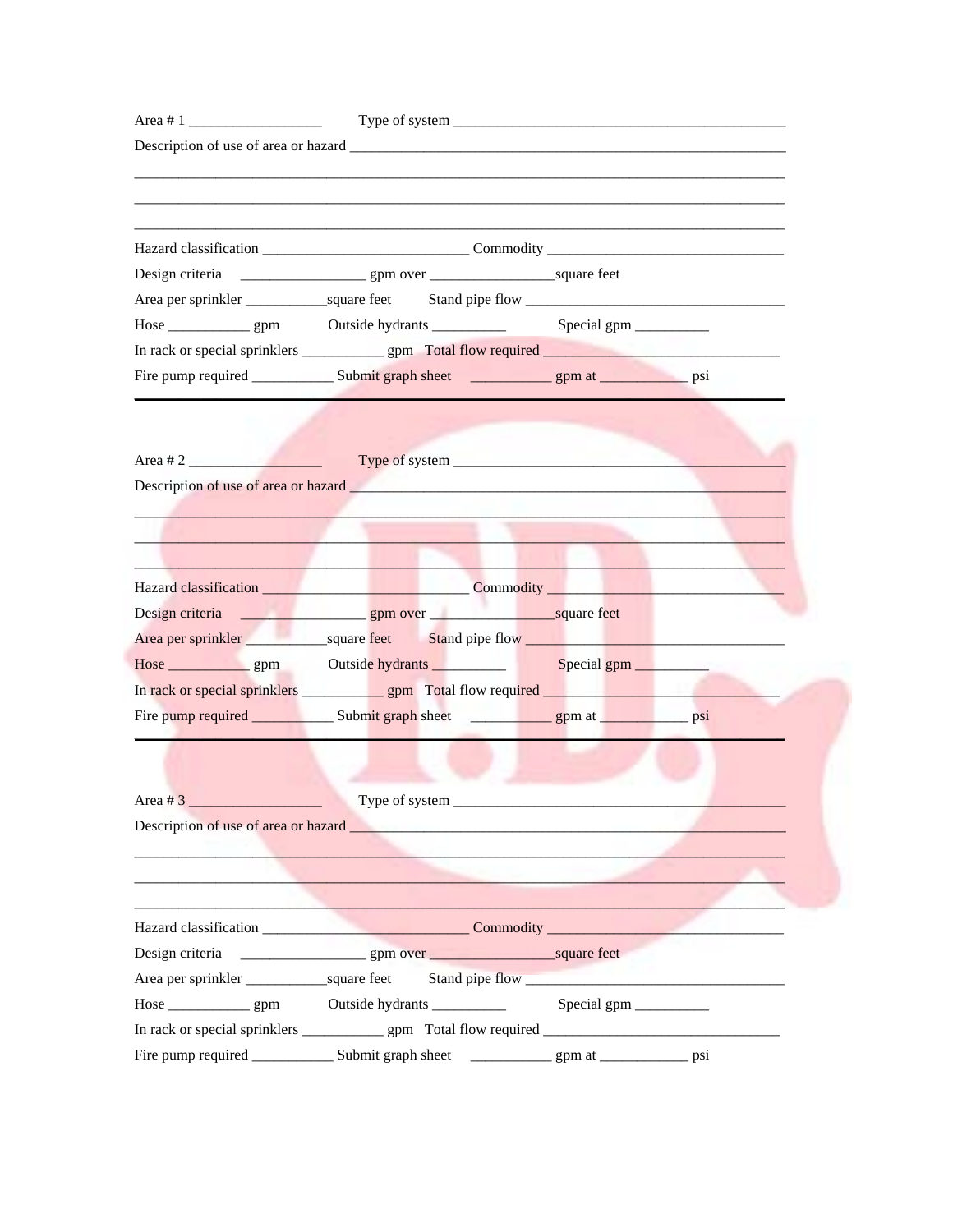Area # 1 __________________ Type of system _____________________________________________

Description of use of area or hazard ___________________________________________________________

_______________________________________________________________________________________

_______________________________________________________________________________________

_______________________________________________________________________________________

Hazard classification ___________________________ Commodity _______________________________

Design criteria _________________ gpm over _________________square feet

Area per sprinkler ___________square feet Stand pipe flow ___________________________________

Hose ___________ gpm Outside hydrants __________ Special gpm __________

In rack or special sprinklers ___________ gpm Total flow required _______________________________

Fire pump required ___________ Submit graph sheet ___________ gpm at ____________ psi

---

Area # 2 __________________ Type of system _____________________________________________

Description of use of area or hazard ___________________________________________________________

_______________________________________________________________________________________

_______________________________________________________________________________________

_______________________________________________________________________________________

Hazard classification ___________________________ Commodity _______________________________

Design criteria _________________ gpm over _________________square feet

Area per sprinkler ___________square feet Stand pipe flow ___________________________________

Hose ___________ gpm Outside hydrants __________ Special gpm __________

In rack or special sprinklers ___________ gpm Total flow required _______________________________

Fire pump required ___________ Submit graph sheet ___________ gpm at ____________ psi

---

Area # 3 __________________ Type of system _____________________________________________

Description of use of area or hazard ___________________________________________________________

_______________________________________________________________________________________

_______________________________________________________________________________________

_______________________________________________________________________________________

Hazard classification ___________________________ Commodity _______________________________

Design criteria _________________ gpm over _________________square feet

Area per sprinkler ___________square feet Stand pipe flow ___________________________________

Hose ___________ gpm Outside hydrants __________ Special gpm __________

In rack or special sprinklers ___________ gpm Total flow required _______________________________

Fire pump required ___________ Submit graph sheet ___________ gpm at ____________ psi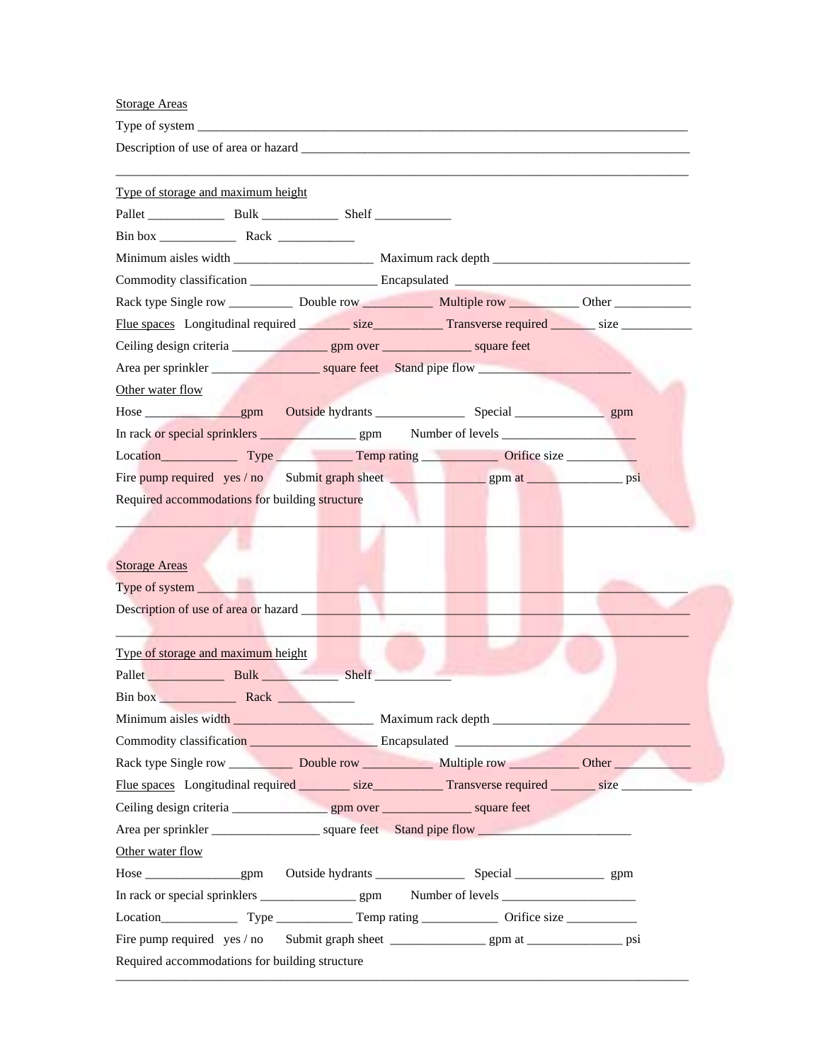Storage Areas

Type of system ______________________________________________________________________________

Description of use of area or hazard ______________________________________________________________

______________________________________________________________________________________

Type of storage and maximum height

Pallet ____________ Bulk ____________ Shelf ____________

Bin box ____________ Rack ____________

Minimum aisles width ______________________ Maximum rack depth _______________________________

Commodity classification ____________________ Encapsulated _____________________________________

Rack type Single row __________ Double row ___________ Multiple row ___________ Other ____________

Flue spaces Longitudinal required ________ size___________ Transverse required _______ size ___________

Ceiling design criteria _______________ gpm over ______________ square feet

Area per sprinkler _________________ square feet Stand pipe flow ________________________

Other water flow

Hose _______________gpm Outside hydrants ______________ Special ______________ gpm

In rack or special sprinklers _______________ gpm Number of levels _____________________

Location____________ Type ____________ Temp rating ____________ Orifice size ___________

Fire pump required yes / no Submit graph sheet _______________ gpm at _______________ psi

Required accommodations for building structure

______________________________________________________________________________________

Storage Areas

Type of system ______________________________________________________________________________

Description of use of area or hazard ______________________________________________________________

______________________________________________________________________________________

Type of storage and maximum height

Pallet ____________ Bulk ____________ Shelf ____________

Bin box ____________ Rack ____________

Minimum aisles width ______________________ Maximum rack depth _______________________________

Commodity classification ____________________ Encapsulated _____________________________________

Rack type Single row __________ Double row ___________ Multiple row ___________ Other ____________

Flue spaces Longitudinal required ________ size___________ Transverse required _______ size ___________

Ceiling design criteria _______________ gpm over ______________ square feet

Area per sprinkler _________________ square feet Stand pipe flow ________________________

Other water flow

Hose _______________gpm Outside hydrants ______________ Special ______________ gpm

In rack or special sprinklers _______________ gpm Number of levels _____________________

Location____________ Type ____________ Temp rating ____________ Orifice size ___________

Fire pump required yes / no Submit graph sheet _______________ gpm at _______________ psi

Required accommodations for building structure

______________________________________________________________________________________